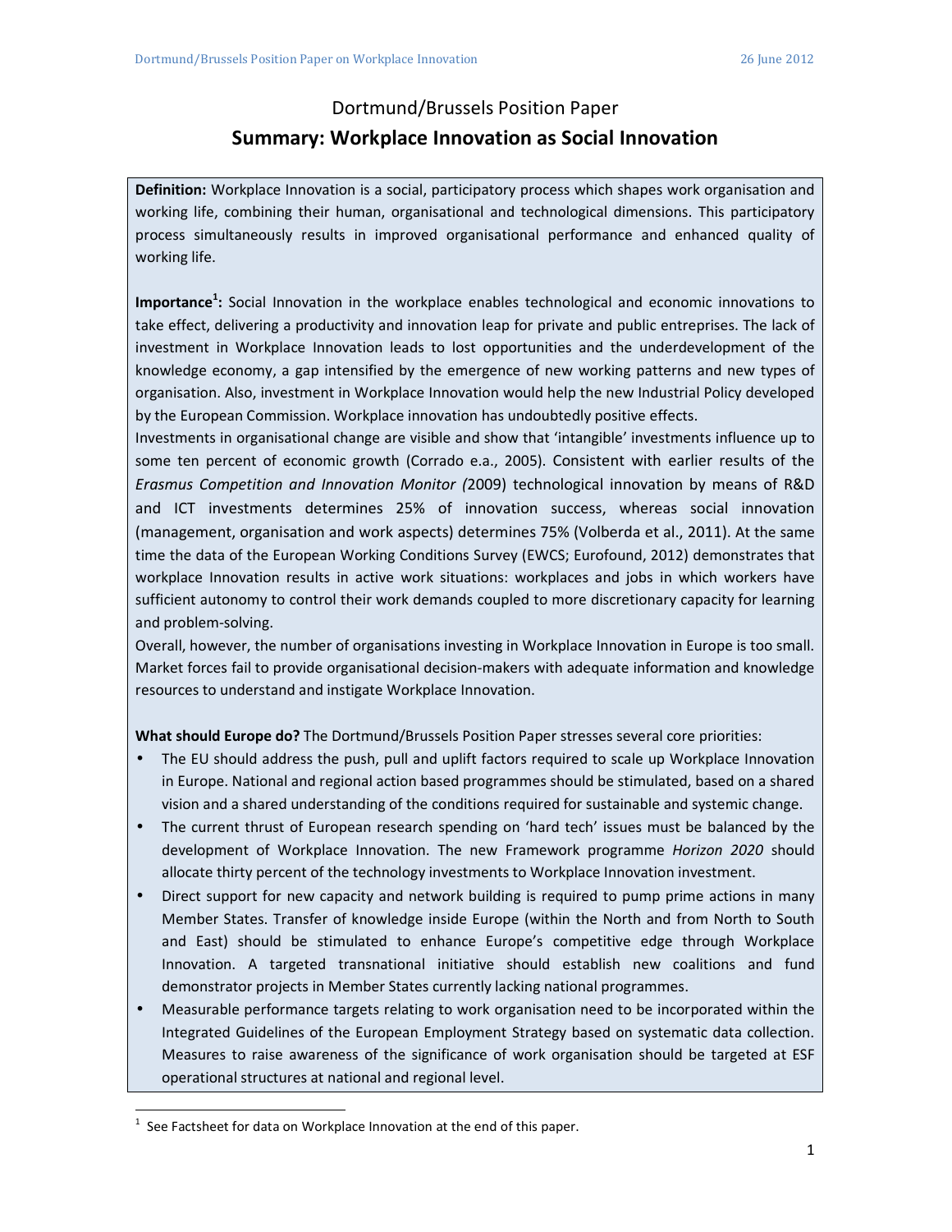# Dortmund/Brussels Position Paper

## Summary: Workplace Innovation as Social Innovation

**Definition:** Workplace Innovation is a social, participatory process which shapes work organisation and working life, combining their human, organisational and technological dimensions. This participatory process simultaneously results in improved organisational performance and enhanced quality of working life.

**Importance[1]:** Social Innovation in the workplace enables technological and economic innovations to take effect, delivering a productivity and innovation leap for private and public entreprises. The lack of investment in Workplace Innovation leads to lost opportunities and the underdevelopment of the knowledge economy, a gap intensified by the emergence of new working patterns and new types of organisation. Also, investment in Workplace Innovation would help the new Industrial Policy developed by the European Commission. Workplace innovation has undoubtedly positive effects.

Investments in organisational change are visible and show that 'intangible' investments influence up to some ten percent of economic growth (Corrado e.a., 2005). Consistent with earlier results of the *Erasmus Competition and Innovation Monitor (*2009) technological innovation by means of R&D and ICT investments determines 25% of innovation success, whereas social innovation (management, organisation and work aspects) determines 75% (Volberda et al., 2011). At the same time the data of the European Working Conditions Survey (EWCS; Eurofound, 2012) demonstrates that workplace Innovation results in active work situations: workplaces and jobs in which workers have sufficient autonomy to control their work demands coupled to more discretionary capacity for learning and problem-solving.

Overall, however, the number of organisations investing in Workplace Innovation in Europe is too small. Market forces fail to provide organisational decision-makers with adequate information and knowledge resources to understand and instigate Workplace Innovation.

**What should Europe do?** The Dortmund/Brussels Position Paper stresses several core priorities:

- The EU should address the push, pull and uplift factors required to scale up Workplace Innovation in Europe. National and regional action based programmes should be stimulated, based on a shared vision and a shared understanding of the conditions required for sustainable and systemic change.
- The current thrust of European research spending on 'hard tech' issues must be balanced by the development of Workplace Innovation. The new Framework programme *Horizon 2020* should allocate thirty percent of the technology investments to Workplace Innovation investment.
- Direct support for new capacity and network building is required to pump prime actions in many Member States. Transfer of knowledge inside Europe (within the North and from North to South and East) should be stimulated to enhance Europe's competitive edge through Workplace Innovation. A targeted transnational initiative should establish new coalitions and fund demonstrator projects in Member States currently lacking national programmes.
- Measurable performance targets relating to work organisation need to be incorporated within the Integrated Guidelines of the European Employment Strategy based on systematic data collection. Measures to raise awareness of the significance of work organisation should be targeted at ESF operational structures at national and regional level.

[1] See Factsheet for data on Workplace Innovation at the end of this paper.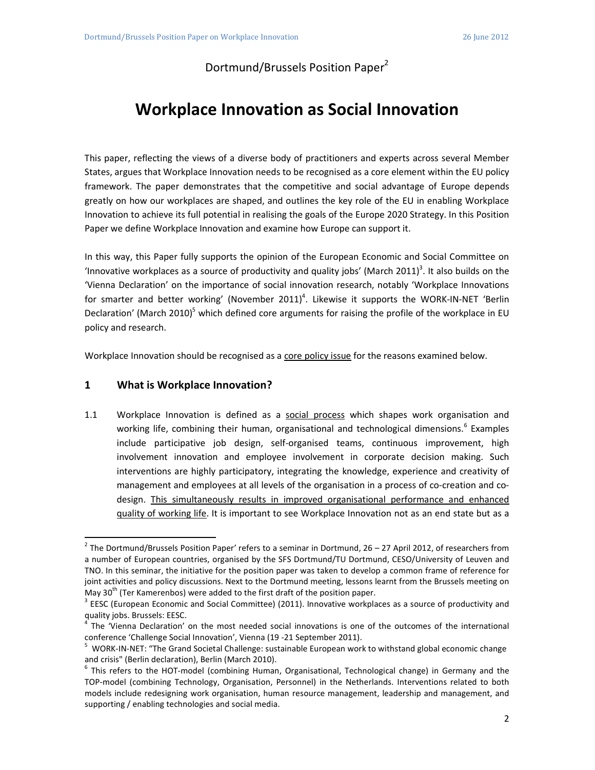Dortmund/Brussels Position Paper[2]

# Workplace Innovation as Social Innovation

This paper, reflecting the views of a diverse body of practitioners and experts across several Member States, argues that Workplace Innovation needs to be recognised as a core element within the EU policy framework. The paper demonstrates that the competitive and social advantage of Europe depends greatly on how our workplaces are shaped, and outlines the key role of the EU in enabling Workplace Innovation to achieve its full potential in realising the goals of the Europe 2020 Strategy. In this Position Paper we define Workplace Innovation and examine how Europe can support it.

In this way, this Paper fully supports the opinion of the European Economic and Social Committee on 'Innovative workplaces as a source of productivity and quality jobs' (March 2011)[3]. It also builds on the 'Vienna Declaration' on the importance of social innovation research, notably 'Workplace Innovations for smarter and better working' (November 2011)[4]. Likewise it supports the WORK-IN-NET 'Berlin Declaration' (March 2010)[5] which defined core arguments for raising the profile of the workplace in EU policy and research.

Workplace Innovation should be recognised as a core policy issue for the reasons examined below.

## 1 What is Workplace Innovation?

1.1 Workplace Innovation is defined as a social process which shapes work organisation and working life, combining their human, organisational and technological dimensions.[6] Examples include participative job design, self-organised teams, continuous improvement, high involvement innovation and employee involvement in corporate decision making. Such interventions are highly participatory, integrating the knowledge, experience and creativity of management and employees at all levels of the organisation in a process of co-creation and co-design. This simultaneously results in improved organisational performance and enhanced quality of working life. It is important to see Workplace Innovation not as an end state but as a

---

[2] The Dortmund/Brussels Position Paper' refers to a seminar in Dortmund, 26 – 27 April 2012, of researchers from a number of European countries, organised by the SFS Dortmund/TU Dortmund, CESO/University of Leuven and TNO. In this seminar, the initiative for the position paper was taken to develop a common frame of reference for joint activities and policy discussions. Next to the Dortmund meeting, lessons learnt from the Brussels meeting on May 30th (Ter Kamerenbos) were added to the first draft of the position paper.

[3] EESC (European Economic and Social Committee) (2011). Innovative workplaces as a source of productivity and quality jobs. Brussels: EESC.

[4] The 'Vienna Declaration' on the most needed social innovations is one of the outcomes of the international conference 'Challenge Social Innovation', Vienna (19 -21 September 2011).

[5] WORK-IN-NET: "The Grand Societal Challenge: sustainable European work to withstand global economic change and crisis" (Berlin declaration), Berlin (March 2010).

[6] This refers to the HOT-model (combining Human, Organisational, Technological change) in Germany and the TOP-model (combining Technology, Organisation, Personnel) in the Netherlands. Interventions related to both models include redesigning work organisation, human resource management, leadership and management, and supporting / enabling technologies and social media.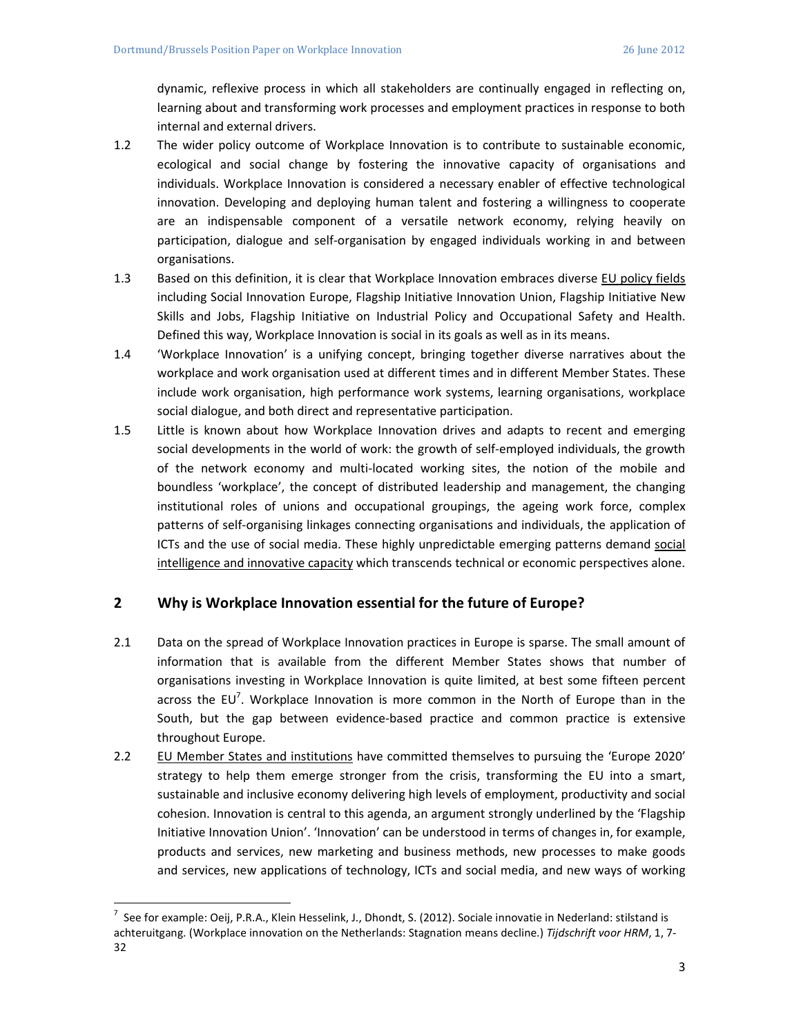dynamic, reflexive process in which all stakeholders are continually engaged in reflecting on, learning about and transforming work processes and employment practices in response to both internal and external drivers.

1.2 The wider policy outcome of Workplace Innovation is to contribute to sustainable economic, ecological and social change by fostering the innovative capacity of organisations and individuals. Workplace Innovation is considered a necessary enabler of effective technological innovation. Developing and deploying human talent and fostering a willingness to cooperate are an indispensable component of a versatile network economy, relying heavily on participation, dialogue and self-organisation by engaged individuals working in and between organisations.

1.3 Based on this definition, it is clear that Workplace Innovation embraces diverse <u>EU policy fields</u> including Social Innovation Europe, Flagship Initiative Innovation Union, Flagship Initiative New Skills and Jobs, Flagship Initiative on Industrial Policy and Occupational Safety and Health. Defined this way, Workplace Innovation is social in its goals as well as in its means.

1.4 'Workplace Innovation' is a unifying concept, bringing together diverse narratives about the workplace and work organisation used at different times and in different Member States. These include work organisation, high performance work systems, learning organisations, workplace social dialogue, and both direct and representative participation.

1.5 Little is known about how Workplace Innovation drives and adapts to recent and emerging social developments in the world of work: the growth of self-employed individuals, the growth of the network economy and multi-located working sites, the notion of the mobile and boundless 'workplace', the concept of distributed leadership and management, the changing institutional roles of unions and occupational groupings, the ageing work force, complex patterns of self-organising linkages connecting organisations and individuals, the application of ICTs and the use of social media. These highly unpredictable emerging patterns demand <u>social intelligence and innovative capacity</u> which transcends technical or economic perspectives alone.

## 2 Why is Workplace Innovation essential for the future of Europe?

2.1 Data on the spread of Workplace Innovation practices in Europe is sparse. The small amount of information that is available from the different Member States shows that number of organisations investing in Workplace Innovation is quite limited, at best some fifteen percent across the EU[7]. Workplace Innovation is more common in the North of Europe than in the South, but the gap between evidence-based practice and common practice is extensive throughout Europe.

2.2 <u>EU Member States and institutions</u> have committed themselves to pursuing the 'Europe 2020' strategy to help them emerge stronger from the crisis, transforming the EU into a smart, sustainable and inclusive economy delivering high levels of employment, productivity and social cohesion. Innovation is central to this agenda, an argument strongly underlined by the 'Flagship Initiative Innovation Union'. 'Innovation' can be understood in terms of changes in, for example, products and services, new marketing and business methods, new processes to make goods and services, new applications of technology, ICTs and social media, and new ways of working

---

[7] See for example: Oeij, P.R.A., Klein Hesselink, J., Dhondt, S. (2012). Sociale innovatie in Nederland: stilstand is achteruitgang. (Workplace innovation on the Netherlands: Stagnation means decline.) *Tijdschrift voor HRM*, 1, 7-32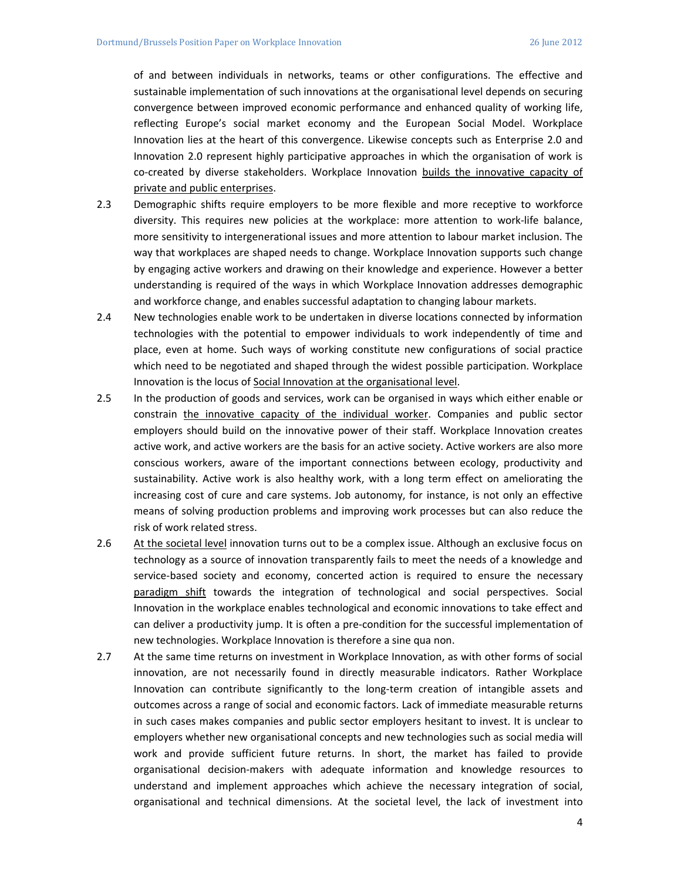of and between individuals in networks, teams or other configurations. The effective and sustainable implementation of such innovations at the organisational level depends on securing convergence between improved economic performance and enhanced quality of working life, reflecting Europe's social market economy and the European Social Model. Workplace Innovation lies at the heart of this convergence. Likewise concepts such as Enterprise 2.0 and Innovation 2.0 represent highly participative approaches in which the organisation of work is co-created by diverse stakeholders. Workplace Innovation <u>builds the innovative capacity of private and public enterprises</u>.

2.3 Demographic shifts require employers to be more flexible and more receptive to workforce diversity. This requires new policies at the workplace: more attention to work-life balance, more sensitivity to intergenerational issues and more attention to labour market inclusion. The way that workplaces are shaped needs to change. Workplace Innovation supports such change by engaging active workers and drawing on their knowledge and experience. However a better understanding is required of the ways in which Workplace Innovation addresses demographic and workforce change, and enables successful adaptation to changing labour markets.

2.4 New technologies enable work to be undertaken in diverse locations connected by information technologies with the potential to empower individuals to work independently of time and place, even at home. Such ways of working constitute new configurations of social practice which need to be negotiated and shaped through the widest possible participation. Workplace Innovation is the locus of <u>Social Innovation at the organisational level</u>.

2.5 In the production of goods and services, work can be organised in ways which either enable or constrain <u>the innovative capacity of the individual worker</u>. Companies and public sector employers should build on the innovative power of their staff. Workplace Innovation creates active work, and active workers are the basis for an active society. Active workers are also more conscious workers, aware of the important connections between ecology, productivity and sustainability. Active work is also healthy work, with a long term effect on ameliorating the increasing cost of cure and care systems. Job autonomy, for instance, is not only an effective means of solving production problems and improving work processes but can also reduce the risk of work related stress.

2.6 <u>At the societal level</u> innovation turns out to be a complex issue. Although an exclusive focus on technology as a source of innovation transparently fails to meet the needs of a knowledge and service-based society and economy, concerted action is required to ensure the necessary <u>paradigm shift</u> towards the integration of technological and social perspectives. Social Innovation in the workplace enables technological and economic innovations to take effect and can deliver a productivity jump. It is often a pre-condition for the successful implementation of new technologies. Workplace Innovation is therefore a sine qua non.

2.7 At the same time returns on investment in Workplace Innovation, as with other forms of social innovation, are not necessarily found in directly measurable indicators. Rather Workplace Innovation can contribute significantly to the long-term creation of intangible assets and outcomes across a range of social and economic factors. Lack of immediate measurable returns in such cases makes companies and public sector employers hesitant to invest. It is unclear to employers whether new organisational concepts and new technologies such as social media will work and provide sufficient future returns. In short, the market has failed to provide organisational decision-makers with adequate information and knowledge resources to understand and implement approaches which achieve the necessary integration of social, organisational and technical dimensions. At the societal level, the lack of investment into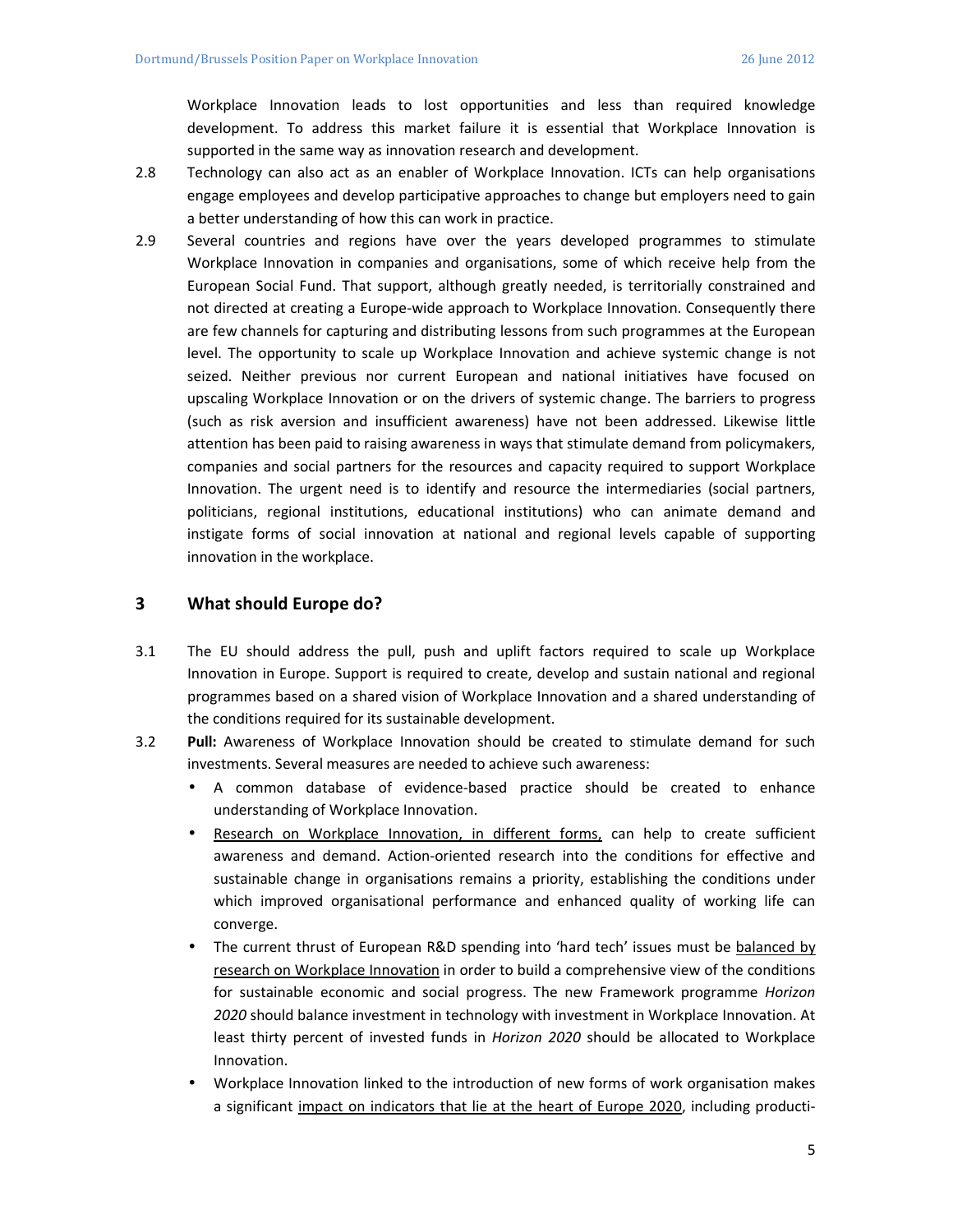Workplace Innovation leads to lost opportunities and less than required knowledge development. To address this market failure it is essential that Workplace Innovation is supported in the same way as innovation research and development.

2.8 Technology can also act as an enabler of Workplace Innovation. ICTs can help organisations engage employees and develop participative approaches to change but employers need to gain a better understanding of how this can work in practice.

2.9 Several countries and regions have over the years developed programmes to stimulate Workplace Innovation in companies and organisations, some of which receive help from the European Social Fund. That support, although greatly needed, is territorially constrained and not directed at creating a Europe-wide approach to Workplace Innovation. Consequently there are few channels for capturing and distributing lessons from such programmes at the European level. The opportunity to scale up Workplace Innovation and achieve systemic change is not seized. Neither previous nor current European and national initiatives have focused on upscaling Workplace Innovation or on the drivers of systemic change. The barriers to progress (such as risk aversion and insufficient awareness) have not been addressed. Likewise little attention has been paid to raising awareness in ways that stimulate demand from policymakers, companies and social partners for the resources and capacity required to support Workplace Innovation. The urgent need is to identify and resource the intermediaries (social partners, politicians, regional institutions, educational institutions) who can animate demand and instigate forms of social innovation at national and regional levels capable of supporting innovation in the workplace.

## 3 What should Europe do?

3.1 The EU should address the pull, push and uplift factors required to scale up Workplace Innovation in Europe. Support is required to create, develop and sustain national and regional programmes based on a shared vision of Workplace Innovation and a shared understanding of the conditions required for its sustainable development.

3.2 **Pull:** Awareness of Workplace Innovation should be created to stimulate demand for such investments. Several measures are needed to achieve such awareness:

- A common database of evidence-based practice should be created to enhance understanding of Workplace Innovation.
- Research on Workplace Innovation, in different forms, can help to create sufficient awareness and demand. Action-oriented research into the conditions for effective and sustainable change in organisations remains a priority, establishing the conditions under which improved organisational performance and enhanced quality of working life can converge.
- The current thrust of European R&D spending into 'hard tech' issues must be balanced by research on Workplace Innovation in order to build a comprehensive view of the conditions for sustainable economic and social progress. The new Framework programme *Horizon 2020* should balance investment in technology with investment in Workplace Innovation. At least thirty percent of invested funds in *Horizon 2020* should be allocated to Workplace Innovation.
- Workplace Innovation linked to the introduction of new forms of work organisation makes a significant impact on indicators that lie at the heart of Europe 2020, including producti-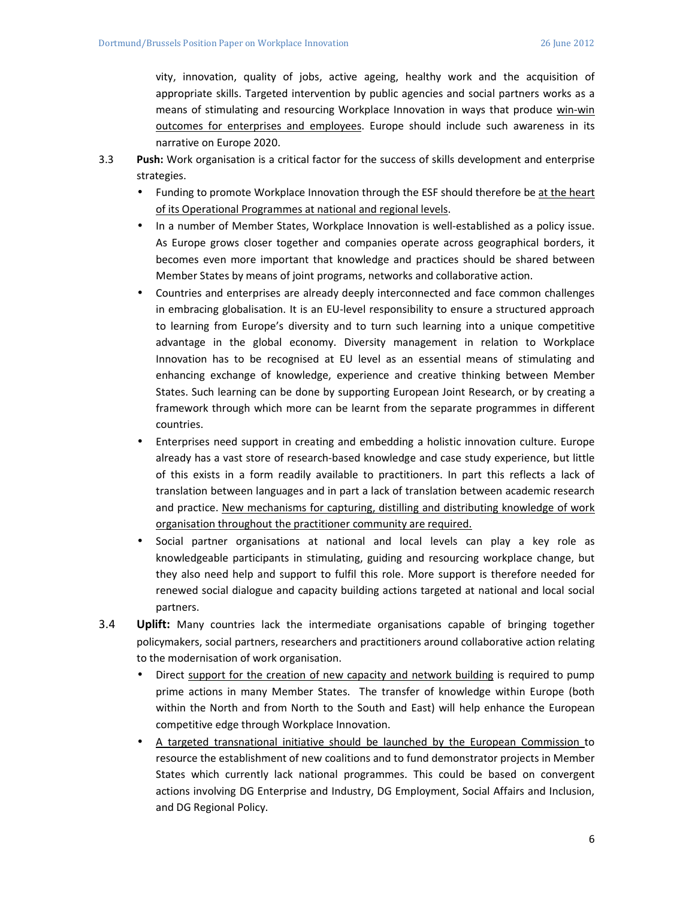vity, innovation, quality of jobs, active ageing, healthy work and the acquisition of appropriate skills. Targeted intervention by public agencies and social partners works as a means of stimulating and resourcing Workplace Innovation in ways that produce <u>win-win outcomes for enterprises and employees</u>. Europe should include such awareness in its narrative on Europe 2020.

3.3 **Push:** Work organisation is a critical factor for the success of skills development and enterprise strategies.

- Funding to promote Workplace Innovation through the ESF should therefore be <u>at the heart of its Operational Programmes at national and regional levels</u>.
- In a number of Member States, Workplace Innovation is well-established as a policy issue. As Europe grows closer together and companies operate across geographical borders, it becomes even more important that knowledge and practices should be shared between Member States by means of joint programs, networks and collaborative action.
- Countries and enterprises are already deeply interconnected and face common challenges in embracing globalisation. It is an EU-level responsibility to ensure a structured approach to learning from Europe's diversity and to turn such learning into a unique competitive advantage in the global economy. Diversity management in relation to Workplace Innovation has to be recognised at EU level as an essential means of stimulating and enhancing exchange of knowledge, experience and creative thinking between Member States. Such learning can be done by supporting European Joint Research, or by creating a framework through which more can be learnt from the separate programmes in different countries.
- Enterprises need support in creating and embedding a holistic innovation culture. Europe already has a vast store of research-based knowledge and case study experience, but little of this exists in a form readily available to practitioners. In part this reflects a lack of translation between languages and in part a lack of translation between academic research and practice. <u>New mechanisms for capturing, distilling and distributing knowledge of work organisation throughout the practitioner community are required.</u>
- Social partner organisations at national and local levels can play a key role as knowledgeable participants in stimulating, guiding and resourcing workplace change, but they also need help and support to fulfil this role. More support is therefore needed for renewed social dialogue and capacity building actions targeted at national and local social partners.

3.4 **Uplift:** Many countries lack the intermediate organisations capable of bringing together policymakers, social partners, researchers and practitioners around collaborative action relating to the modernisation of work organisation.

- Direct <u>support for the creation of new capacity and network building</u> is required to pump prime actions in many Member States. The transfer of knowledge within Europe (both within the North and from North to the South and East) will help enhance the European competitive edge through Workplace Innovation.
- <u>A targeted transnational initiative should be launched by the European Commission</u> to resource the establishment of new coalitions and to fund demonstrator projects in Member States which currently lack national programmes. This could be based on convergent actions involving DG Enterprise and Industry, DG Employment, Social Affairs and Inclusion, and DG Regional Policy.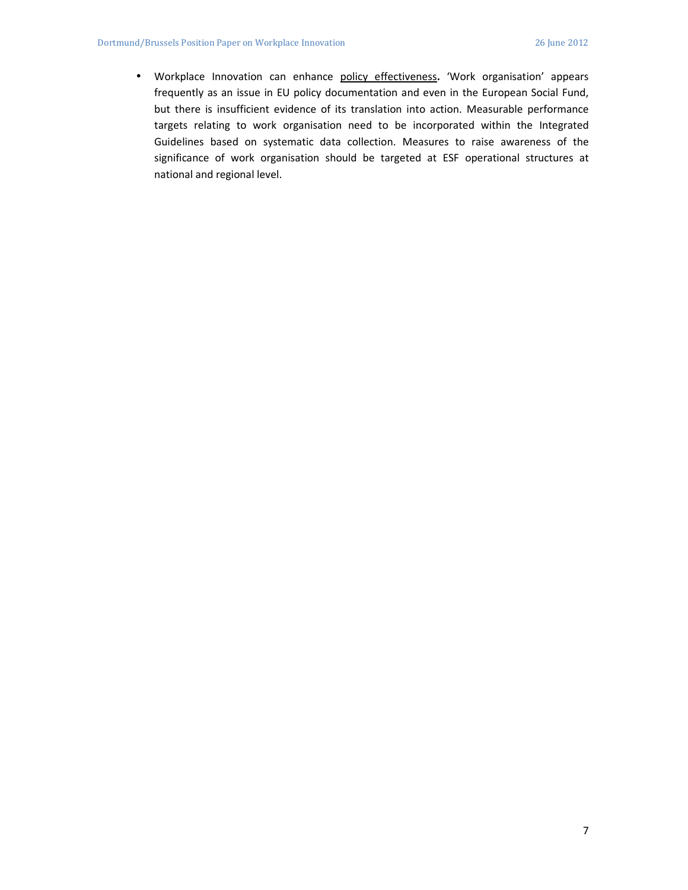- Workplace Innovation can enhance <u>policy effectiveness</u>**.** 'Work organisation' appears frequently as an issue in EU policy documentation and even in the European Social Fund, but there is insufficient evidence of its translation into action. Measurable performance targets relating to work organisation need to be incorporated within the Integrated Guidelines based on systematic data collection. Measures to raise awareness of the significance of work organisation should be targeted at ESF operational structures at national and regional level.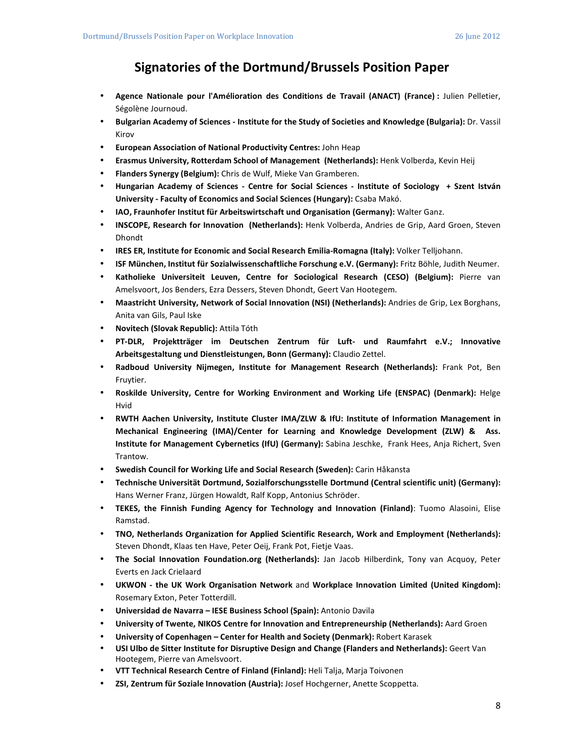# Signatories of the Dortmund/Brussels Position Paper

- **Agence Nationale pour l'Amélioration des Conditions de Travail (ANACT) (France) :** Julien Pelletier, Ségolène Journoud.
- **Bulgarian Academy of Sciences - Institute for the Study of Societies and Knowledge (Bulgaria):** Dr. Vassil Kirov
- **European Association of National Productivity Centres:** John Heap
- **Erasmus University, Rotterdam School of Management (Netherlands):** Henk Volberda, Kevin Heij
- **Flanders Synergy (Belgium):** Chris de Wulf, Mieke Van Gramberen.
- **Hungarian Academy of Sciences - Centre for Social Sciences - Institute of Sociology + Szent István University - Faculty of Economics and Social Sciences (Hungary):** Csaba Makó.
- **IAO, Fraunhofer Institut für Arbeitswirtschaft und Organisation (Germany):** Walter Ganz.
- **INSCOPE, Research for Innovation (Netherlands):** Henk Volberda, Andries de Grip, Aard Groen, Steven Dhondt
- **IRES ER, Institute for Economic and Social Research Emilia-Romagna (Italy):** Volker Telljohann.
- **ISF München, Institut für Sozialwissenschaftliche Forschung e.V. (Germany):** Fritz Böhle, Judith Neumer.
- **Katholieke Universiteit Leuven, Centre for Sociological Research (CESO) (Belgium):** Pierre van Amelsvoort, Jos Benders, Ezra Dessers, Steven Dhondt, Geert Van Hootegem.
- **Maastricht University, Network of Social Innovation (NSI) (Netherlands):** Andries de Grip, Lex Borghans, Anita van Gils, Paul Iske
- **Novitech (Slovak Republic):** Attila Tóth
- **PT-DLR, Projektträger im Deutschen Zentrum für Luft- und Raumfahrt e.V.; Innovative Arbeitsgestaltung und Dienstleistungen, Bonn (Germany):** Claudio Zettel.
- **Radboud University Nijmegen, Institute for Management Research (Netherlands):** Frank Pot, Ben Fruytier.
- **Roskilde University, Centre for Working Environment and Working Life (ENSPAC) (Denmark):** Helge Hvid
- **RWTH Aachen University, Institute Cluster IMA/ZLW & IfU: Institute of Information Management in Mechanical Engineering (IMA)/Center for Learning and Knowledge Development (ZLW) & Ass. Institute for Management Cybernetics (IfU) (Germany):** Sabina Jeschke, Frank Hees, Anja Richert, Sven Trantow.
- **Swedish Council for Working Life and Social Research (Sweden):** Carin Håkansta
- **Technische Universität Dortmund, Sozialforschungsstelle Dortmund (Central scientific unit) (Germany):** Hans Werner Franz, Jürgen Howaldt, Ralf Kopp, Antonius Schröder.
- **TEKES, the Finnish Funding Agency for Technology and Innovation (Finland)**: Tuomo Alasoini, Elise Ramstad.
- **TNO, Netherlands Organization for Applied Scientific Research, Work and Employment (Netherlands):** Steven Dhondt, Klaas ten Have, Peter Oeij, Frank Pot, Fietje Vaas.
- **The Social Innovation Foundation.org (Netherlands):** Jan Jacob Hilberdink, Tony van Acquoy, Peter Everts en Jack Crielaard
- **UKWON - the UK Work Organisation Network** and **Workplace Innovation Limited (United Kingdom):** Rosemary Exton, Peter Totterdill.
- **Universidad de Navarra – IESE Business School (Spain):** Antonio Davila
- **University of Twente, NIKOS Centre for Innovation and Entrepreneurship (Netherlands):** Aard Groen
- **University of Copenhagen – Center for Health and Society (Denmark):** Robert Karasek
- **USI Ulbo de Sitter Institute for Disruptive Design and Change (Flanders and Netherlands):** Geert Van Hootegem, Pierre van Amelsvoort.
- **VTT Technical Research Centre of Finland (Finland):** Heli Talja, Marja Toivonen
- **ZSI, Zentrum für Soziale Innovation (Austria):** Josef Hochgerner, Anette Scoppetta.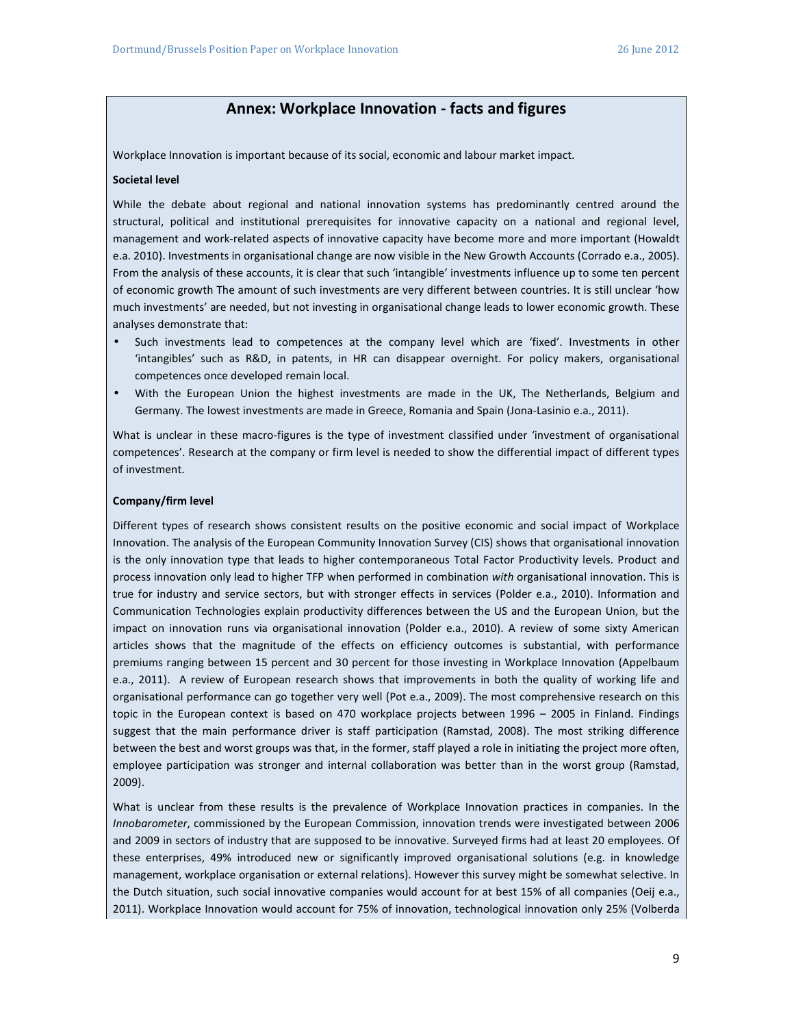## Annex: Workplace Innovation - facts and figures

Workplace Innovation is important because of its social, economic and labour market impact.

**Societal level**

While the debate about regional and national innovation systems has predominantly centred around the structural, political and institutional prerequisites for innovative capacity on a national and regional level, management and work-related aspects of innovative capacity have become more and more important (Howaldt e.a. 2010). Investments in organisational change are now visible in the New Growth Accounts (Corrado e.a., 2005). From the analysis of these accounts, it is clear that such 'intangible' investments influence up to some ten percent of economic growth The amount of such investments are very different between countries. It is still unclear 'how much investments' are needed, but not investing in organisational change leads to lower economic growth. These analyses demonstrate that:

- Such investments lead to competences at the company level which are 'fixed'. Investments in other 'intangibles' such as R&D, in patents, in HR can disappear overnight. For policy makers, organisational competences once developed remain local.
- With the European Union the highest investments are made in the UK, The Netherlands, Belgium and Germany. The lowest investments are made in Greece, Romania and Spain (Jona-Lasinio e.a., 2011).

What is unclear in these macro-figures is the type of investment classified under 'investment of organisational competences'. Research at the company or firm level is needed to show the differential impact of different types of investment.

**Company/firm level**

Different types of research shows consistent results on the positive economic and social impact of Workplace Innovation. The analysis of the European Community Innovation Survey (CIS) shows that organisational innovation is the only innovation type that leads to higher contemporaneous Total Factor Productivity levels. Product and process innovation only lead to higher TFP when performed in combination *with* organisational innovation. This is true for industry and service sectors, but with stronger effects in services (Polder e.a., 2010). Information and Communication Technologies explain productivity differences between the US and the European Union, but the impact on innovation runs via organisational innovation (Polder e.a., 2010). A review of some sixty American articles shows that the magnitude of the effects on efficiency outcomes is substantial, with performance premiums ranging between 15 percent and 30 percent for those investing in Workplace Innovation (Appelbaum e.a., 2011). A review of European research shows that improvements in both the quality of working life and organisational performance can go together very well (Pot e.a., 2009). The most comprehensive research on this topic in the European context is based on 470 workplace projects between 1996 – 2005 in Finland. Findings suggest that the main performance driver is staff participation (Ramstad, 2008). The most striking difference between the best and worst groups was that, in the former, staff played a role in initiating the project more often, employee participation was stronger and internal collaboration was better than in the worst group (Ramstad, 2009).

What is unclear from these results is the prevalence of Workplace Innovation practices in companies. In the *Innobarometer*, commissioned by the European Commission, innovation trends were investigated between 2006 and 2009 in sectors of industry that are supposed to be innovative. Surveyed firms had at least 20 employees. Of these enterprises, 49% introduced new or significantly improved organisational solutions (e.g. in knowledge management, workplace organisation or external relations). However this survey might be somewhat selective. In the Dutch situation, such social innovative companies would account for at best 15% of all companies (Oeij e.a., 2011). Workplace Innovation would account for 75% of innovation, technological innovation only 25% (Volberda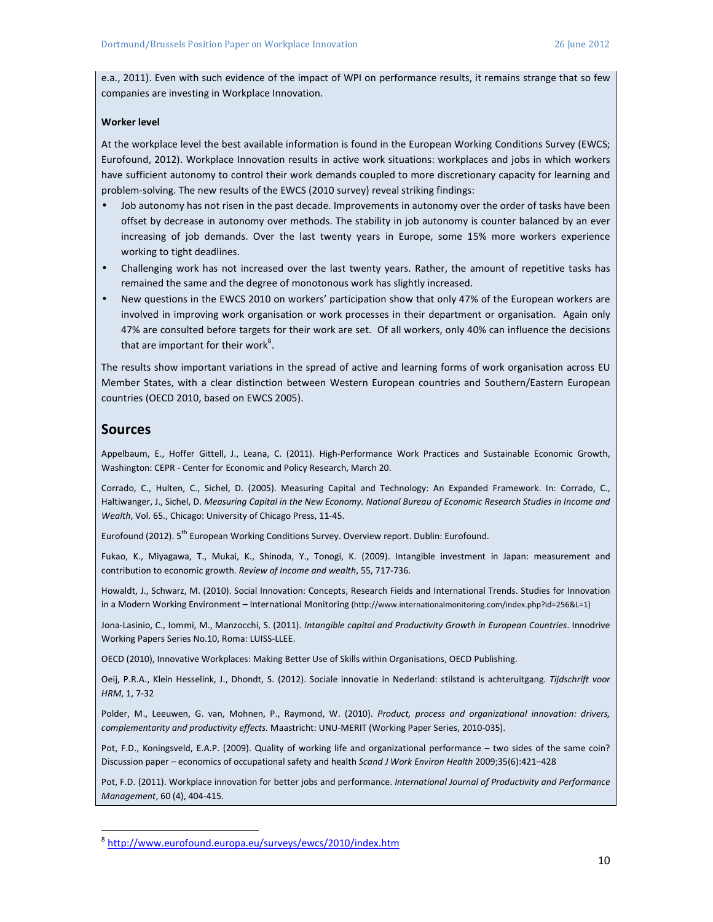e.a., 2011). Even with such evidence of the impact of WPI on performance results, it remains strange that so few companies are investing in Workplace Innovation.

**Worker level**

At the workplace level the best available information is found in the European Working Conditions Survey (EWCS; Eurofound, 2012). Workplace Innovation results in active work situations: workplaces and jobs in which workers have sufficient autonomy to control their work demands coupled to more discretionary capacity for learning and problem-solving. The new results of the EWCS (2010 survey) reveal striking findings:

- Job autonomy has not risen in the past decade. Improvements in autonomy over the order of tasks have been offset by decrease in autonomy over methods. The stability in job autonomy is counter balanced by an ever increasing of job demands. Over the last twenty years in Europe, some 15% more workers experience working to tight deadlines.
- Challenging work has not increased over the last twenty years. Rather, the amount of repetitive tasks has remained the same and the degree of monotonous work has slightly increased.
- New questions in the EWCS 2010 on workers' participation show that only 47% of the European workers are involved in improving work organisation or work processes in their department or organisation. Again only 47% are consulted before targets for their work are set. Of all workers, only 40% can influence the decisions that are important for their work[8].

The results show important variations in the spread of active and learning forms of work organisation across EU Member States, with a clear distinction between Western European countries and Southern/Eastern European countries (OECD 2010, based on EWCS 2005).

## Sources

Appelbaum, E., Hoffer Gittell, J., Leana, C. (2011). High-Performance Work Practices and Sustainable Economic Growth, Washington: CEPR - Center for Economic and Policy Research, March 20.

Corrado, C., Hulten, C., Sichel, D. (2005). Measuring Capital and Technology: An Expanded Framework. In: Corrado, C., Haltiwanger, J., Sichel, D. *Measuring Capital in the New Economy. National Bureau of Economic Research Studies in Income and Wealth*, Vol. 65., Chicago: University of Chicago Press, 11-45.

Eurofound (2012). 5th European Working Conditions Survey. Overview report. Dublin: Eurofound.

Fukao, K., Miyagawa, T., Mukai, K., Shinoda, Y., Tonogi, K. (2009). Intangible investment in Japan: measurement and contribution to economic growth. *Review of Income and wealth*, 55, 717-736.

Howaldt, J., Schwarz, M. (2010). Social Innovation: Concepts, Research Fields and International Trends. Studies for Innovation in a Modern Working Environment – International Monitoring (http://www.internationalmonitoring.com/index.php?id=256&L=1)

Jona-Lasinio, C., Iommi, M., Manzocchi, S. (2011). *Intangible capital and Productivity Growth in European Countries*. Innodrive Working Papers Series No.10, Roma: LUISS-LLEE.

OECD (2010), Innovative Workplaces: Making Better Use of Skills within Organisations, OECD Publishing.

Oeij, P.R.A., Klein Hesselink, J., Dhondt, S. (2012). Sociale innovatie in Nederland: stilstand is achteruitgang. *Tijdschrift voor HRM*, 1, 7-32

Polder, M., Leeuwen, G. van, Mohnen, P., Raymond, W. (2010). *Product, process and organizational innovation: drivers, complementarity and productivity effects.* Maastricht: UNU-MERIT (Working Paper Series, 2010-035).

Pot, F.D., Koningsveld, E.A.P. (2009). Quality of working life and organizational performance – two sides of the same coin? Discussion paper – economics of occupational safety and health *Scand J Work Environ Health* 2009;35(6):421–428

Pot, F.D. (2011). Workplace innovation for better jobs and performance. *International Journal of Productivity and Performance Management*, 60 (4), 404-415.

[8] http://www.eurofound.europa.eu/surveys/ewcs/2010/index.htm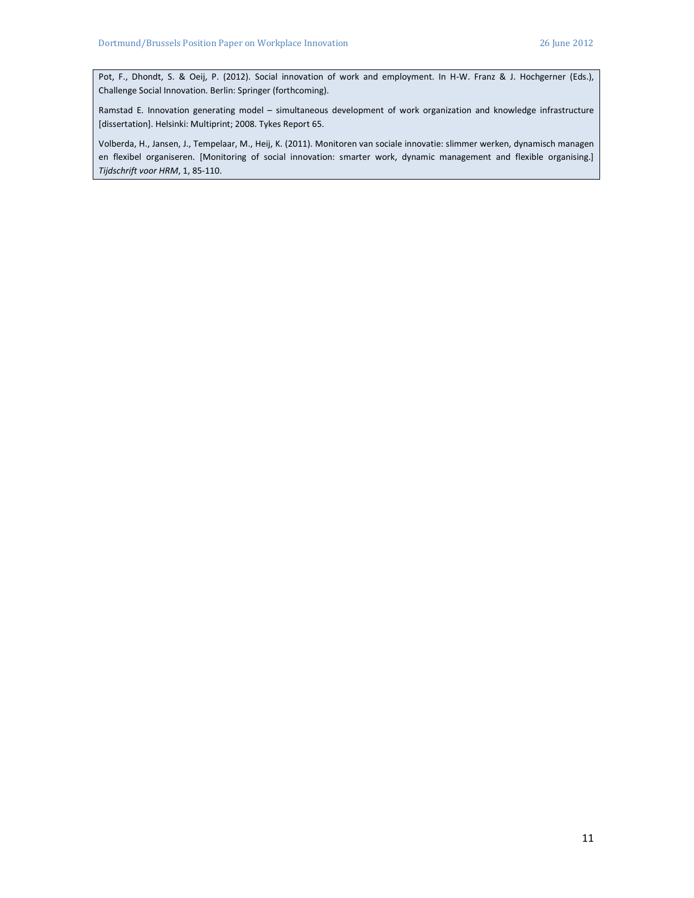Pot, F., Dhondt, S. & Oeij, P. (2012). Social innovation of work and employment. In H-W. Franz & J. Hochgerner (Eds.), Challenge Social Innovation. Berlin: Springer (forthcoming).

Ramstad E. Innovation generating model – simultaneous development of work organization and knowledge infrastructure [dissertation]. Helsinki: Multiprint; 2008. Tykes Report 65.

Volberda, H., Jansen, J., Tempelaar, M., Heij, K. (2011). Monitoren van sociale innovatie: slimmer werken, dynamisch managen en flexibel organiseren. [Monitoring of social innovation: smarter work, dynamic management and flexible organising.] *Tijdschrift voor HRM*, 1, 85-110.